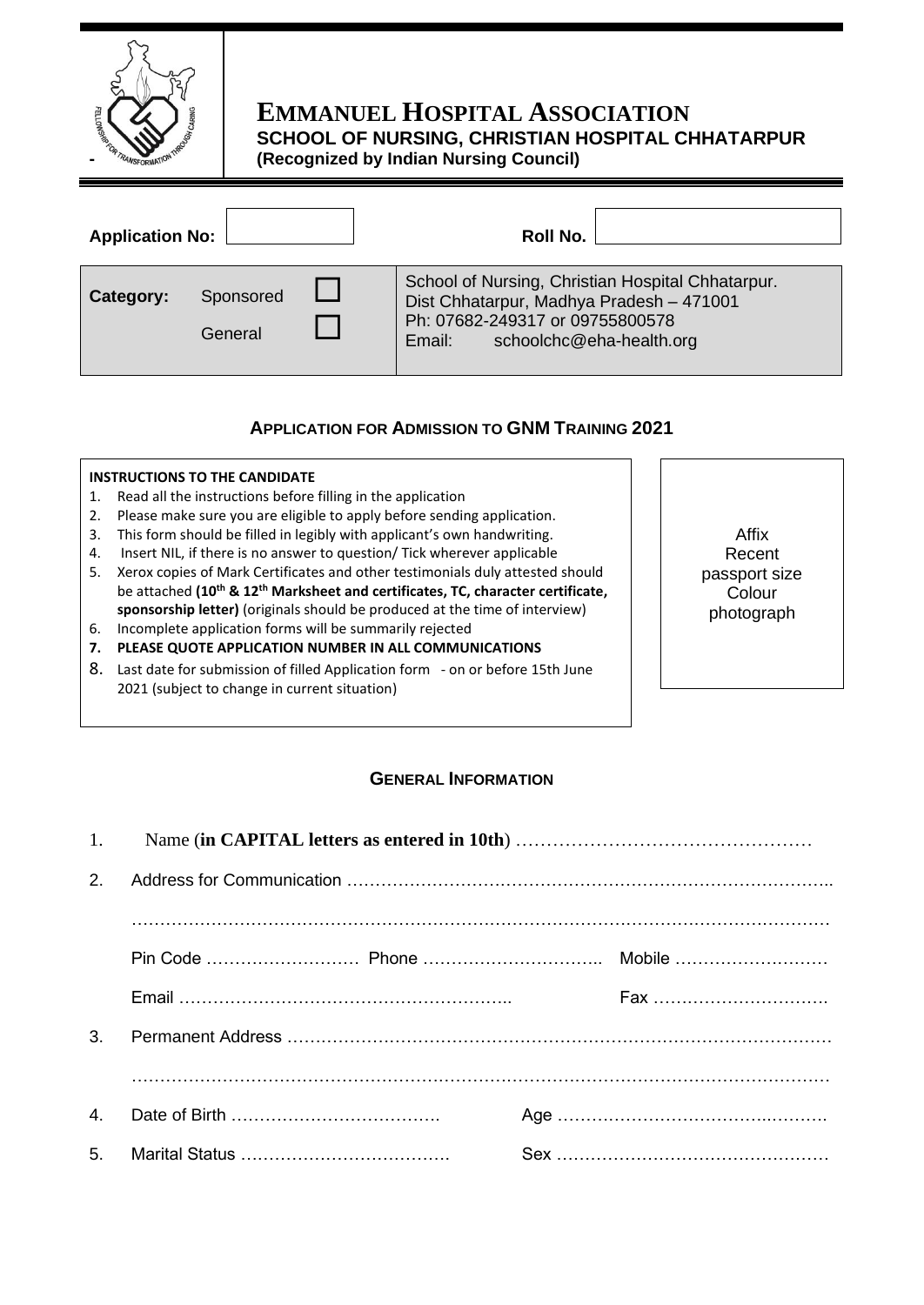# EMMANUEL HOSPITAL ASSOCIATION

**SCHOOL OF NURSING, CHRISTIAN HOSPITAL CHHATARPUR**
**(Recognized by Indian Nursing Council)**

**Application No:** ______________ **Roll No.** ______________

| **Category:** | Sponsored ☐ <br> General ☐ | School of Nursing, Christian Hospital Chhatarpur. <br> Dist Chhatarpur, Madhya Pradesh – 471001 <br> Ph: 07682-249317 or 09755800578 <br> Email: schoolchc@eha-health.org |
|---|---|---|

## APPLICATION FOR ADMISSION TO GNM TRAINING 2021

**INSTRUCTIONS TO THE CANDIDATE**

1. Read all the instructions before filling in the application
2. Please make sure you are eligible to apply before sending application.
3. This form should be filled in legibly with applicant's own handwriting.
4. Insert NIL, if there is no answer to question/ Tick wherever applicable
5. Xerox copies of Mark Certificates and other testimonials duly attested should be attached **(10th & 12th Marksheet and certificates, TC, character certificate, sponsorship letter)** (originals should be produced at the time of interview)
6. Incomplete application forms will be summarily rejected
7. **PLEASE QUOTE APPLICATION NUMBER IN ALL COMMUNICATIONS**
8. Last date for submission of filled Application form - on or before 15th June 2021 (subject to change in current situation)

Affix Recent passport size Colour photograph

## GENERAL INFORMATION

1. Name (**in CAPITAL letters as entered in 10th**) ………………………………………
2. Address for Communication ……………………………………………………………………………
   …………………………………………………………………………………………………………
   Pin Code ……………………… Phone ………………………….. Mobile ………………………
   Email ………………………………………………….. Fax ………………………….
3. Permanent Address …………………………………………………………………………………
   …………………………………………………………………………………………………………
4. Date of Birth ………………………………. Age ……………………………………….
5. Marital Status ………………………………. Sex ……………………………………….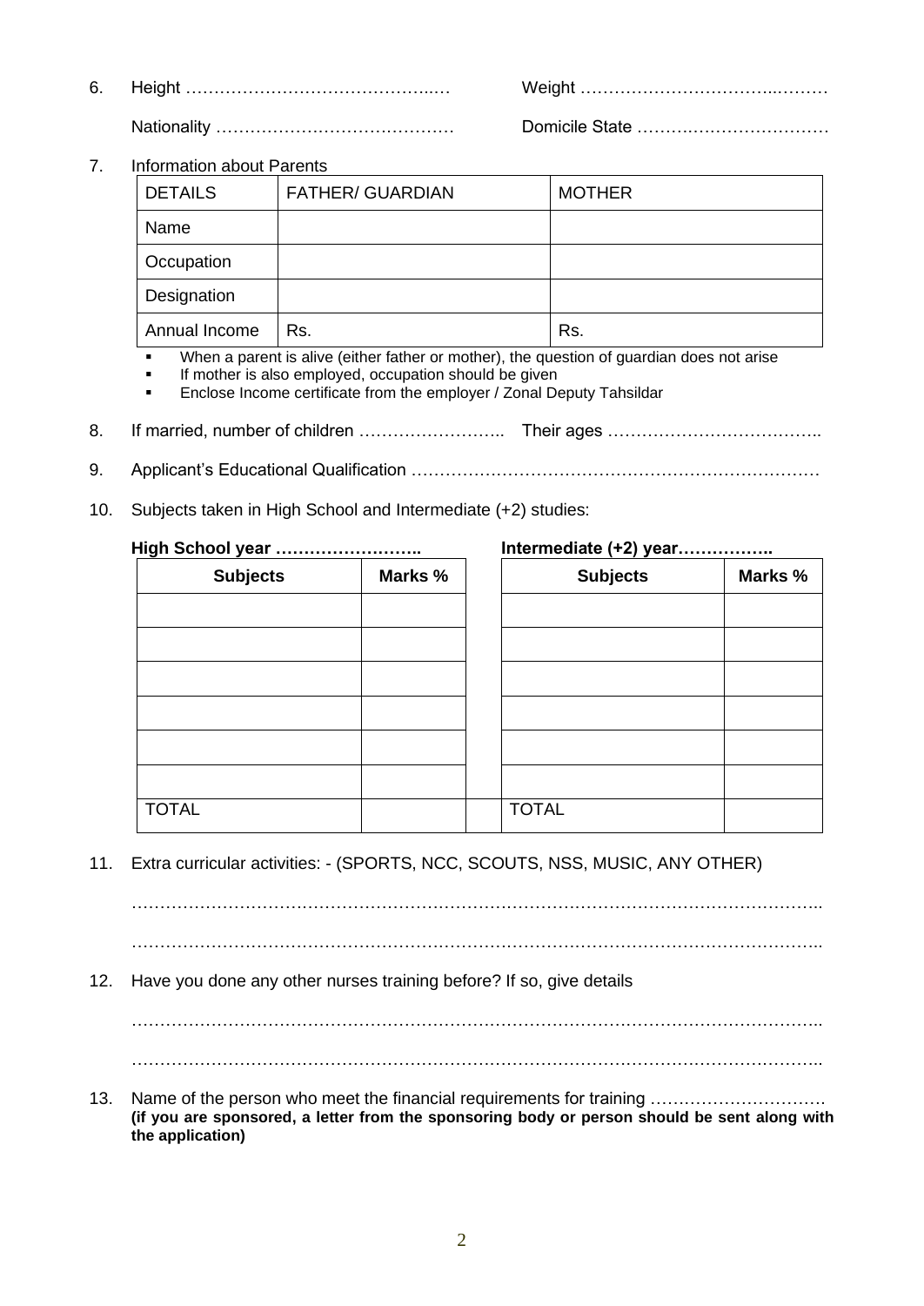6. Height ………………………………………..…  Weight ……………………………..………

   Nationality ……………………………………  Domicile State …………………………….

7. Information about Parents

| DETAILS | FATHER/ GUARDIAN | MOTHER |
|---|---|---|
| Name | | |
| Occupation | | |
| Designation | | |
| Annual Income | Rs. | Rs. |

- When a parent is alive (either father or mother), the question of guardian does not arise
- If mother is also employed, occupation should be given
- Enclose Income certificate from the employer / Zonal Deputy Tahsildar

8. If married, number of children ……………………..  Their ages ………………………………..

9. Applicant's Educational Qualification ………………………………………………………………

10. Subjects taken in High School and Intermediate (+2) studies:

**High School year ……………………..**

| Subjects | Marks % |
|---|---|
| | |
| | |
| | |
| | |
| | |
| | |
| TOTAL | |

**Intermediate (+2) year……………..**

| Subjects | Marks % |
|---|---|
| | |
| | |
| | |
| | |
| | |
| | |
| TOTAL | |

11. Extra curricular activities: - (SPORTS, NCC, SCOUTS, NSS, MUSIC, ANY OTHER)

    ……………………………………………………………………………………………………..

    ……………………………………………………………………………………………………..

12. Have you done any other nurses training before? If so, give details

    ……………………………………………………………………………………………………..

    ……………………………………………………………………………………………………..

13. Name of the person who meet the financial requirements for training ………………………….
    **(if you are sponsored, a letter from the sponsoring body or person should be sent along with the application)**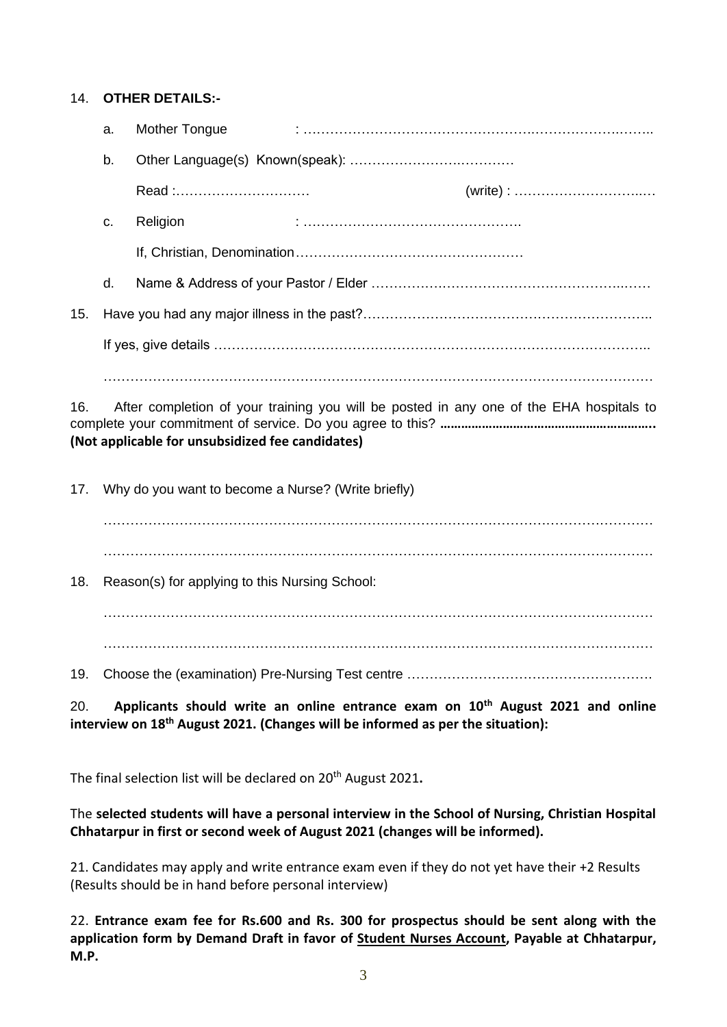14. **OTHER DETAILS:-**

a. Mother Tongue : …………………………………………………………………………

b. Other Language(s) Known(speak): ………………………………

Read :………………………… (write) : ………………………….…

c. Religion : ………………………………………….

If, Christian, Denomination……………………………………………

d. Name & Address of your Pastor / Elder ……………………………………………………

15. Have you had any major illness in the past?………………………………………………………

If yes, give details ……………………………………………………………………………………..

……………………………………………………………………………………………………………

16. After completion of your training you will be posted in any one of the EHA hospitals to complete your commitment of service. Do you agree to this? **……………………………………………….. (Not applicable for unsubsidized fee candidates)**

17. Why do you want to become a Nurse? (Write briefly)

……………………………………………………………………………………………………………

……………………………………………………………………………………………………………

18. Reason(s) for applying to this Nursing School:

……………………………………………………………………………………………………………

……………………………………………………………………………………………………………

19. Choose the (examination) Pre-Nursing Test centre ………………………………………………

20. **Applicants should write an online entrance exam on 10th August 2021 and online interview on 18th August 2021. (Changes will be informed as per the situation):**

The final selection list will be declared on 20th August 2021**.**

The **selected students will have a personal interview in the School of Nursing, Christian Hospital Chhatarpur in first or second week of August 2021 (changes will be informed).**

21. Candidates may apply and write entrance exam even if they do not yet have their +2 Results (Results should be in hand before personal interview)

22. **Entrance exam fee for Rs.600 and Rs. 300 for prospectus should be sent along with the application form by Demand Draft in favor of Student Nurses Account, Payable at Chhatarpur, M.P.**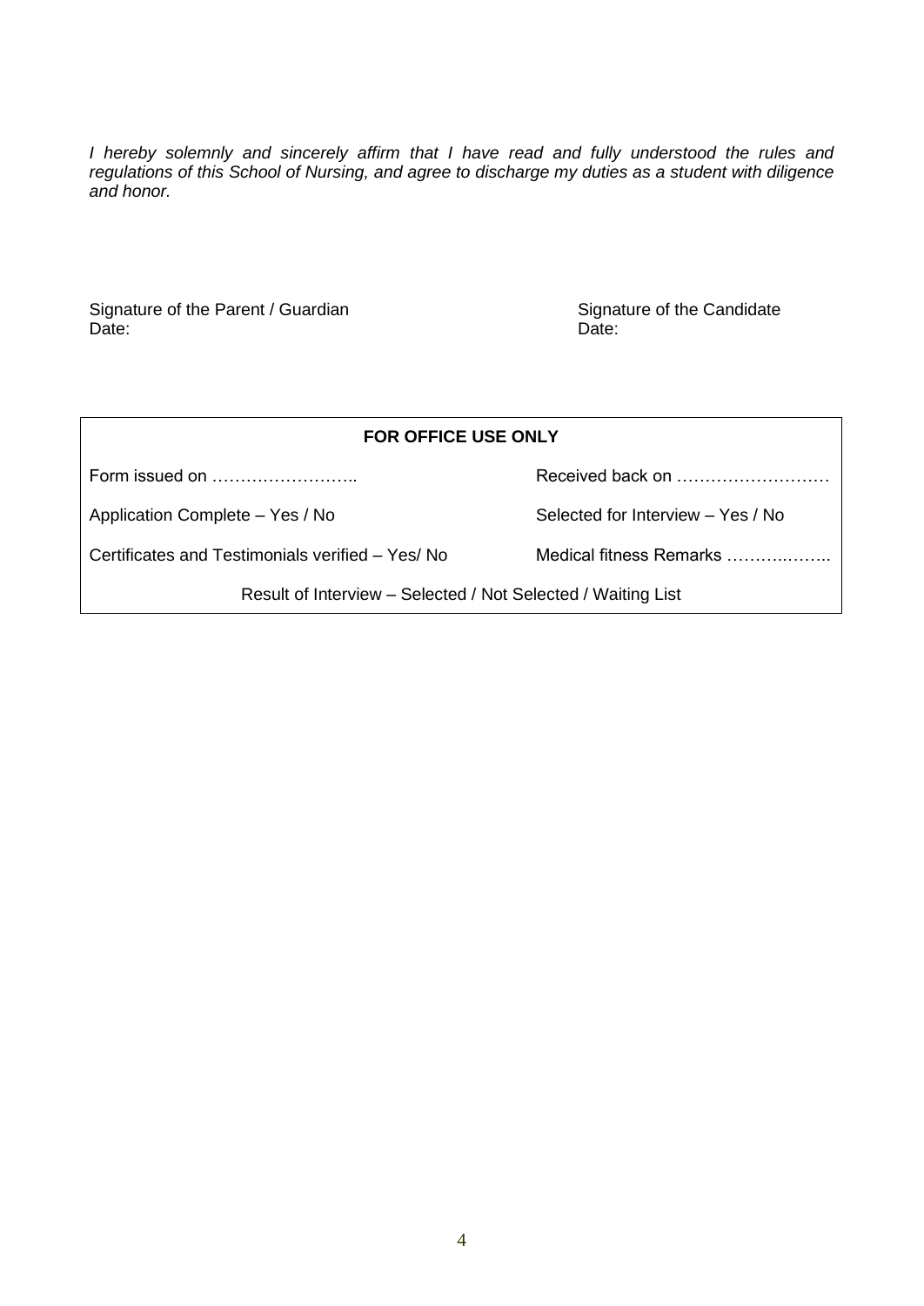*I hereby solemnly and sincerely affirm that I have read and fully understood the rules and regulations of this School of Nursing, and agree to discharge my duties as a student with diligence and honor.*

| | |
|---|---|
| Signature of the Parent / Guardian | Signature of the Candidate |
| Date: | Date: |

| **FOR OFFICE USE ONLY** | |
|---|---|
| Form issued on …………………….. | Received back on ……………………… |
| Application Complete – Yes / No | Selected for Interview – Yes / No |
| Certificates and Testimonials verified – Yes/ No | Medical fitness Remarks ………..…….. |
| Result of Interview – Selected / Not Selected / Waiting List | |